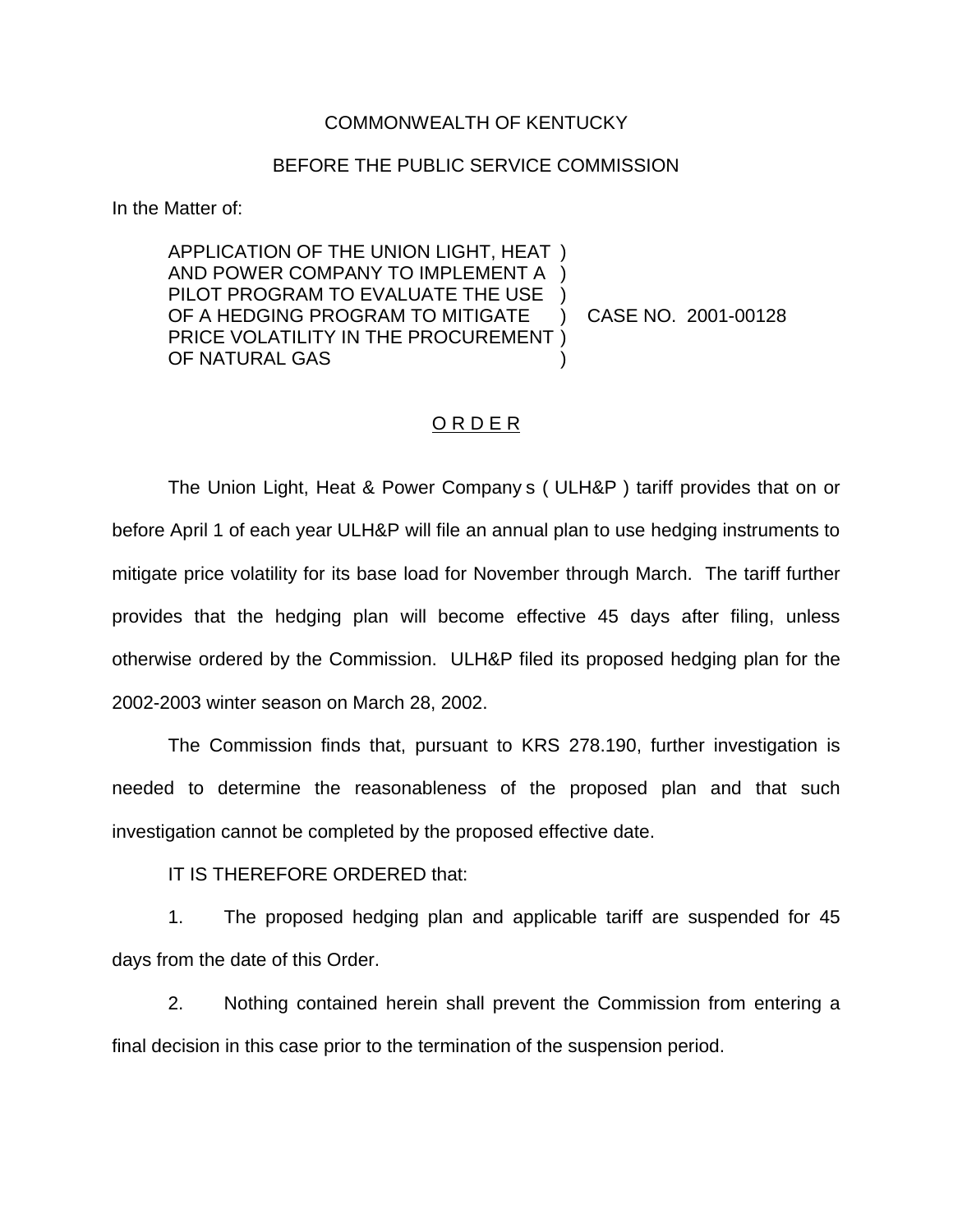COMMONWEALTH OF KENTUCKY

BEFORE THE PUBLIC SERVICE COMMISSION

In the Matter of:

APPLICATION OF THE UNION LIGHT, HEAT AND POWER COMPANY TO IMPLEMENT A PILOT PROGRAM TO EVALUATE THE USE OF A HEDGING PROGRAM TO MITIGATE PRICE VOLATILITY IN THE PROCUREMENT OF NATURAL GAS ) CASE NO. 2001-00128

# O R D E R

The Union Light, Heat & Power Company s ( ULH&P ) tariff provides that on or before April 1 of each year ULH&P will file an annual plan to use hedging instruments to mitigate price volatility for its base load for November through March. The tariff further provides that the hedging plan will become effective 45 days after filing, unless otherwise ordered by the Commission. ULH&P filed its proposed hedging plan for the 2002-2003 winter season on March 28, 2002.

The Commission finds that, pursuant to KRS 278.190, further investigation is needed to determine the reasonableness of the proposed plan and that such investigation cannot be completed by the proposed effective date.

IT IS THEREFORE ORDERED that:

1. The proposed hedging plan and applicable tariff are suspended for 45 days from the date of this Order.

2. Nothing contained herein shall prevent the Commission from entering a final decision in this case prior to the termination of the suspension period.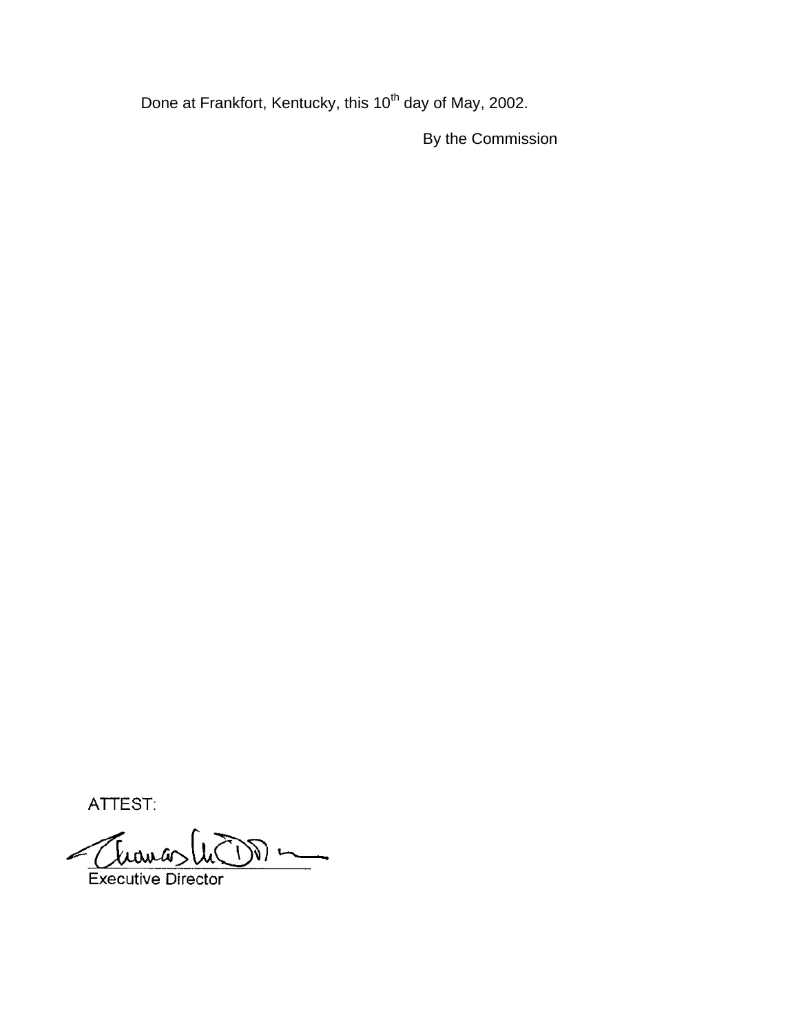Done at Frankfort, Kentucky, this 10th day of May, 2002.

By the Commission

ATTEST:

Executive Director